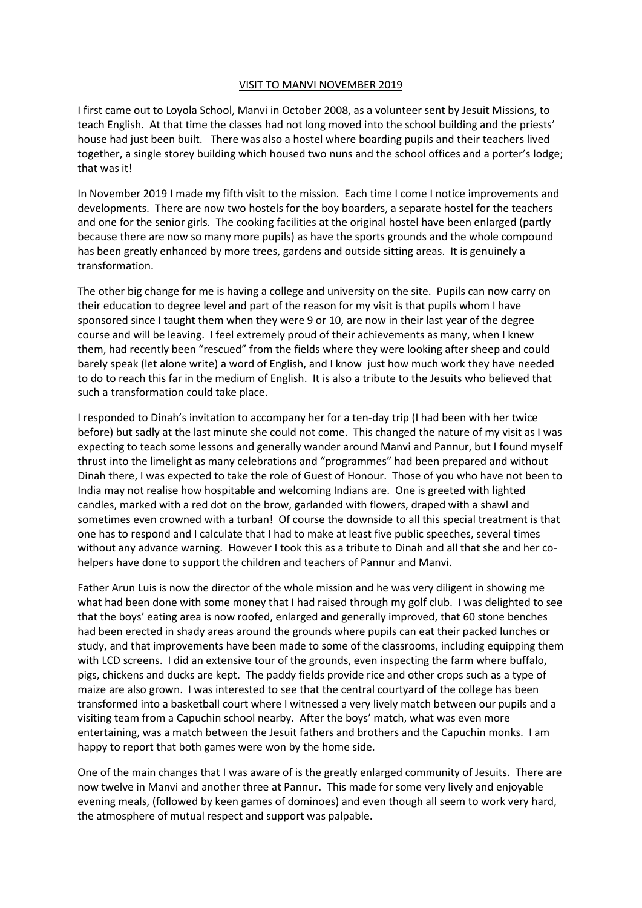# VISIT TO MANVI NOVEMBER 2019

I first came out to Loyola School, Manvi in October 2008, as a volunteer sent by Jesuit Missions, to teach English. At that time the classes had not long moved into the school building and the priests' house had just been built. There was also a hostel where boarding pupils and their teachers lived together, a single storey building which housed two nuns and the school offices and a porter's lodge; that was it!

In November 2019 I made my fifth visit to the mission. Each time I come I notice improvements and developments. There are now two hostels for the boy boarders, a separate hostel for the teachers and one for the senior girls. The cooking facilities at the original hostel have been enlarged (partly because there are now so many more pupils) as have the sports grounds and the whole compound has been greatly enhanced by more trees, gardens and outside sitting areas. It is genuinely a transformation.

The other big change for me is having a college and university on the site. Pupils can now carry on their education to degree level and part of the reason for my visit is that pupils whom I have sponsored since I taught them when they were 9 or 10, are now in their last year of the degree course and will be leaving. I feel extremely proud of their achievements as many, when I knew them, had recently been "rescued" from the fields where they were looking after sheep and could barely speak (let alone write) a word of English, and I know just how much work they have needed to do to reach this far in the medium of English. It is also a tribute to the Jesuits who believed that such a transformation could take place.

I responded to Dinah's invitation to accompany her for a ten-day trip (I had been with her twice before) but sadly at the last minute she could not come. This changed the nature of my visit as I was expecting to teach some lessons and generally wander around Manvi and Pannur, but I found myself thrust into the limelight as many celebrations and "programmes" had been prepared and without Dinah there, I was expected to take the role of Guest of Honour. Those of you who have not been to India may not realise how hospitable and welcoming Indians are. One is greeted with lighted candles, marked with a red dot on the brow, garlanded with flowers, draped with a shawl and sometimes even crowned with a turban! Of course the downside to all this special treatment is that one has to respond and I calculate that I had to make at least five public speeches, several times without any advance warning. However I took this as a tribute to Dinah and all that she and her co-helpers have done to support the children and teachers of Pannur and Manvi.

Father Arun Luis is now the director of the whole mission and he was very diligent in showing me what had been done with some money that I had raised through my golf club. I was delighted to see that the boys' eating area is now roofed, enlarged and generally improved, that 60 stone benches had been erected in shady areas around the grounds where pupils can eat their packed lunches or study, and that improvements have been made to some of the classrooms, including equipping them with LCD screens. I did an extensive tour of the grounds, even inspecting the farm where buffalo, pigs, chickens and ducks are kept. The paddy fields provide rice and other crops such as a type of maize are also grown. I was interested to see that the central courtyard of the college has been transformed into a basketball court where I witnessed a very lively match between our pupils and a visiting team from a Capuchin school nearby. After the boys' match, what was even more entertaining, was a match between the Jesuit fathers and brothers and the Capuchin monks. I am happy to report that both games were won by the home side.

One of the main changes that I was aware of is the greatly enlarged community of Jesuits. There are now twelve in Manvi and another three at Pannur. This made for some very lively and enjoyable evening meals, (followed by keen games of dominoes) and even though all seem to work very hard, the atmosphere of mutual respect and support was palpable.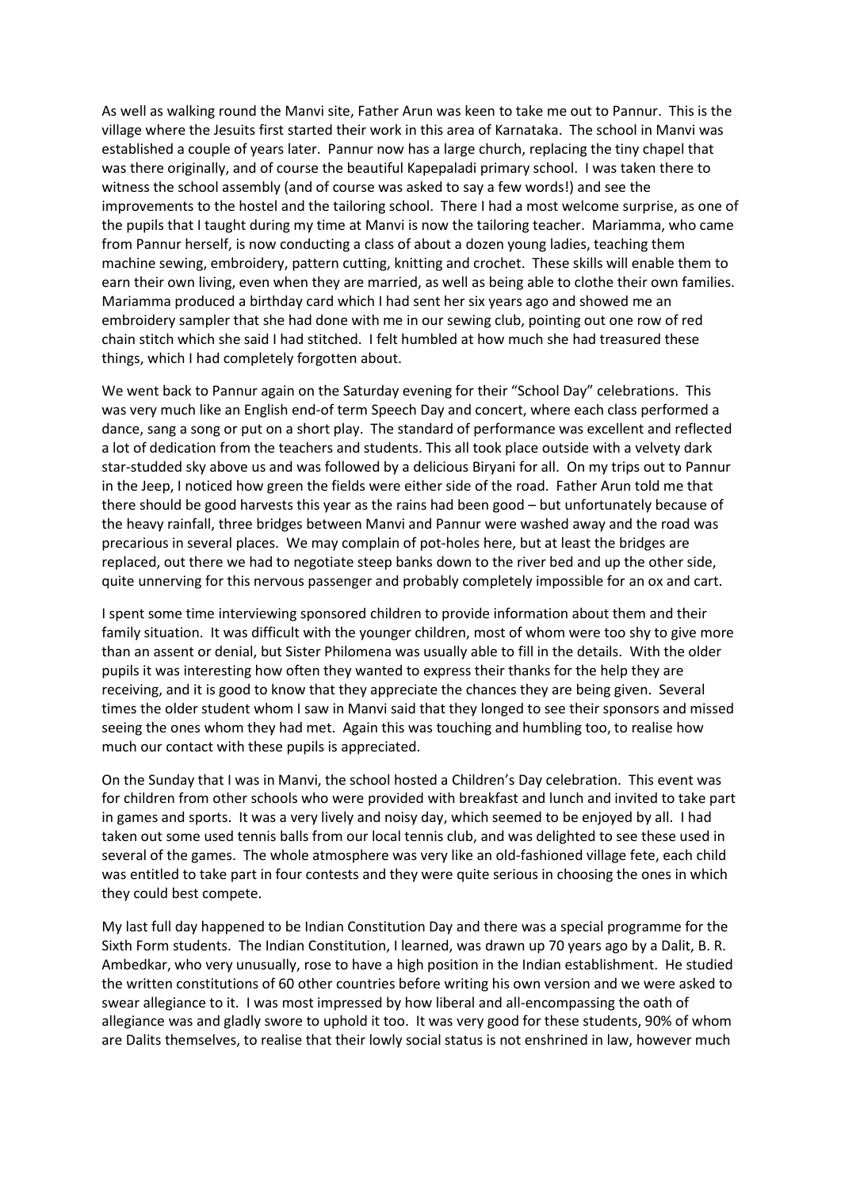As well as walking round the Manvi site, Father Arun was keen to take me out to Pannur. This is the village where the Jesuits first started their work in this area of Karnataka. The school in Manvi was established a couple of years later. Pannur now has a large church, replacing the tiny chapel that was there originally, and of course the beautiful Kapepaladi primary school. I was taken there to witness the school assembly (and of course was asked to say a few words!) and see the improvements to the hostel and the tailoring school. There I had a most welcome surprise, as one of the pupils that I taught during my time at Manvi is now the tailoring teacher. Mariamma, who came from Pannur herself, is now conducting a class of about a dozen young ladies, teaching them machine sewing, embroidery, pattern cutting, knitting and crochet. These skills will enable them to earn their own living, even when they are married, as well as being able to clothe their own families. Mariamma produced a birthday card which I had sent her six years ago and showed me an embroidery sampler that she had done with me in our sewing club, pointing out one row of red chain stitch which she said I had stitched. I felt humbled at how much she had treasured these things, which I had completely forgotten about.

We went back to Pannur again on the Saturday evening for their "School Day" celebrations. This was very much like an English end-of term Speech Day and concert, where each class performed a dance, sang a song or put on a short play. The standard of performance was excellent and reflected a lot of dedication from the teachers and students. This all took place outside with a velvety dark star-studded sky above us and was followed by a delicious Biryani for all. On my trips out to Pannur in the Jeep, I noticed how green the fields were either side of the road. Father Arun told me that there should be good harvests this year as the rains had been good – but unfortunately because of the heavy rainfall, three bridges between Manvi and Pannur were washed away and the road was precarious in several places. We may complain of pot-holes here, but at least the bridges are replaced, out there we had to negotiate steep banks down to the river bed and up the other side, quite unnerving for this nervous passenger and probably completely impossible for an ox and cart.

I spent some time interviewing sponsored children to provide information about them and their family situation. It was difficult with the younger children, most of whom were too shy to give more than an assent or denial, but Sister Philomena was usually able to fill in the details. With the older pupils it was interesting how often they wanted to express their thanks for the help they are receiving, and it is good to know that they appreciate the chances they are being given. Several times the older student whom I saw in Manvi said that they longed to see their sponsors and missed seeing the ones whom they had met. Again this was touching and humbling too, to realise how much our contact with these pupils is appreciated.

On the Sunday that I was in Manvi, the school hosted a Children's Day celebration. This event was for children from other schools who were provided with breakfast and lunch and invited to take part in games and sports. It was a very lively and noisy day, which seemed to be enjoyed by all. I had taken out some used tennis balls from our local tennis club, and was delighted to see these used in several of the games. The whole atmosphere was very like an old-fashioned village fete, each child was entitled to take part in four contests and they were quite serious in choosing the ones in which they could best compete.

My last full day happened to be Indian Constitution Day and there was a special programme for the Sixth Form students. The Indian Constitution, I learned, was drawn up 70 years ago by a Dalit, B. R. Ambedkar, who very unusually, rose to have a high position in the Indian establishment. He studied the written constitutions of 60 other countries before writing his own version and we were asked to swear allegiance to it. I was most impressed by how liberal and all-encompassing the oath of allegiance was and gladly swore to uphold it too. It was very good for these students, 90% of whom are Dalits themselves, to realise that their lowly social status is not enshrined in law, however much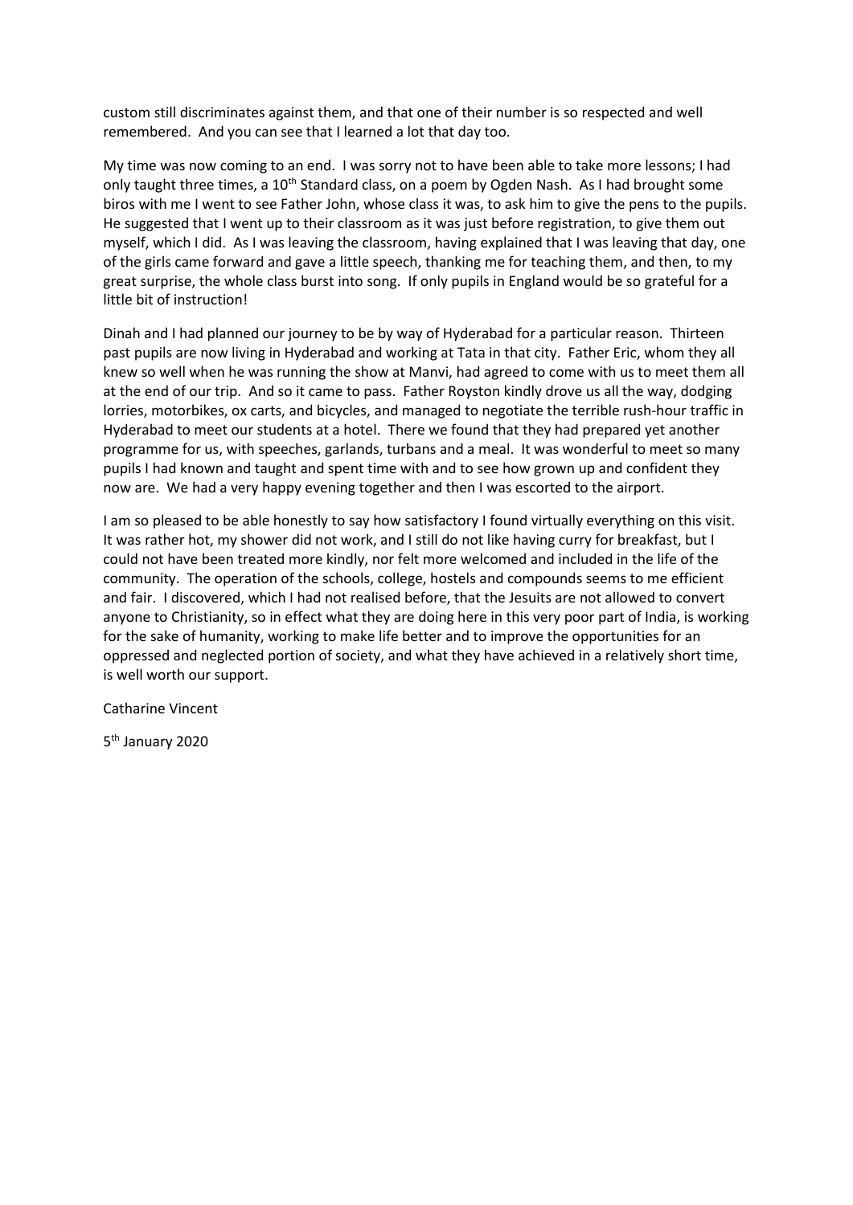custom still discriminates against them, and that one of their number is so respected and well remembered. And you can see that I learned a lot that day too.

My time was now coming to an end. I was sorry not to have been able to take more lessons; I had only taught three times, a 10th Standard class, on a poem by Ogden Nash. As I had brought some biros with me I went to see Father John, whose class it was, to ask him to give the pens to the pupils. He suggested that I went up to their classroom as it was just before registration, to give them out myself, which I did. As I was leaving the classroom, having explained that I was leaving that day, one of the girls came forward and gave a little speech, thanking me for teaching them, and then, to my great surprise, the whole class burst into song. If only pupils in England would be so grateful for a little bit of instruction!

Dinah and I had planned our journey to be by way of Hyderabad for a particular reason. Thirteen past pupils are now living in Hyderabad and working at Tata in that city. Father Eric, whom they all knew so well when he was running the show at Manvi, had agreed to come with us to meet them all at the end of our trip. And so it came to pass. Father Royston kindly drove us all the way, dodging lorries, motorbikes, ox carts, and bicycles, and managed to negotiate the terrible rush-hour traffic in Hyderabad to meet our students at a hotel. There we found that they had prepared yet another programme for us, with speeches, garlands, turbans and a meal. It was wonderful to meet so many pupils I had known and taught and spent time with and to see how grown up and confident they now are. We had a very happy evening together and then I was escorted to the airport.

I am so pleased to be able honestly to say how satisfactory I found virtually everything on this visit. It was rather hot, my shower did not work, and I still do not like having curry for breakfast, but I could not have been treated more kindly, nor felt more welcomed and included in the life of the community. The operation of the schools, college, hostels and compounds seems to me efficient and fair. I discovered, which I had not realised before, that the Jesuits are not allowed to convert anyone to Christianity, so in effect what they are doing here in this very poor part of India, is working for the sake of humanity, working to make life better and to improve the opportunities for an oppressed and neglected portion of society, and what they have achieved in a relatively short time, is well worth our support.

Catharine Vincent

5th January 2020